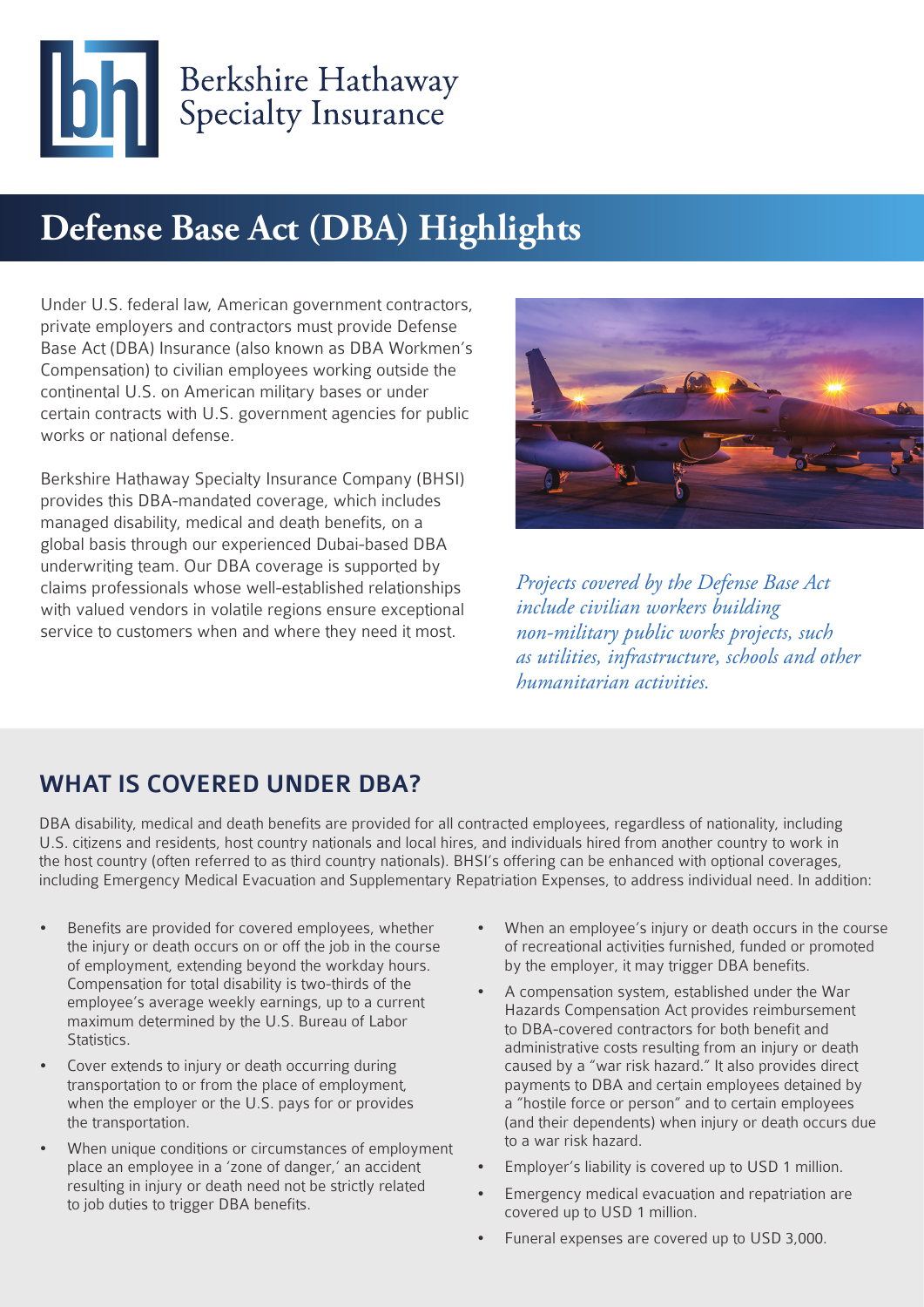Berkshire Hathaway Specialty Insurance

# Defense Base Act (DBA) Highlights

Under U.S. federal law, American government contractors, private employers and contractors must provide Defense Base Act (DBA) Insurance (also known as DBA Workmen's Compensation) to civilian employees working outside the continental U.S. on American military bases or under certain contracts with U.S. government agencies for public works or national defense.

Berkshire Hathaway Specialty Insurance Company (BHSI) provides this DBA-mandated coverage, which includes managed disability, medical and death benefits, on a global basis through our experienced Dubai-based DBA underwriting team. Our DBA coverage is supported by claims professionals whose well-established relationships with valued vendors in volatile regions ensure exceptional service to customers when and where they need it most.

*Projects covered by the Defense Base Act include civilian workers building non-military public works projects, such as utilities, infrastructure, schools and other humanitarian activities.*

## WHAT IS COVERED UNDER DBA?

DBA disability, medical and death benefits are provided for all contracted employees, regardless of nationality, including U.S. citizens and residents, host country nationals and local hires, and individuals hired from another country to work in the host country (often referred to as third country nationals). BHSI's offering can be enhanced with optional coverages, including Emergency Medical Evacuation and Supplementary Repatriation Expenses, to address individual need. In addition:

- Benefits are provided for covered employees, whether the injury or death occurs on or off the job in the course of employment, extending beyond the workday hours. Compensation for total disability is two-thirds of the employee's average weekly earnings, up to a current maximum determined by the U.S. Bureau of Labor Statistics.
- Cover extends to injury or death occurring during transportation to or from the place of employment, when the employer or the U.S. pays for or provides the transportation.
- When unique conditions or circumstances of employment place an employee in a 'zone of danger,' an accident resulting in injury or death need not be strictly related to job duties to trigger DBA benefits.
- When an employee's injury or death occurs in the course of recreational activities furnished, funded or promoted by the employer, it may trigger DBA benefits.
- A compensation system, established under the War Hazards Compensation Act provides reimbursement to DBA-covered contractors for both benefit and administrative costs resulting from an injury or death caused by a "war risk hazard." It also provides direct payments to DBA and certain employees detained by a "hostile force or person" and to certain employees (and their dependents) when injury or death occurs due to a war risk hazard.
- Employer's liability is covered up to USD 1 million.
- Emergency medical evacuation and repatriation are covered up to USD 1 million.
- Funeral expenses are covered up to USD 3,000.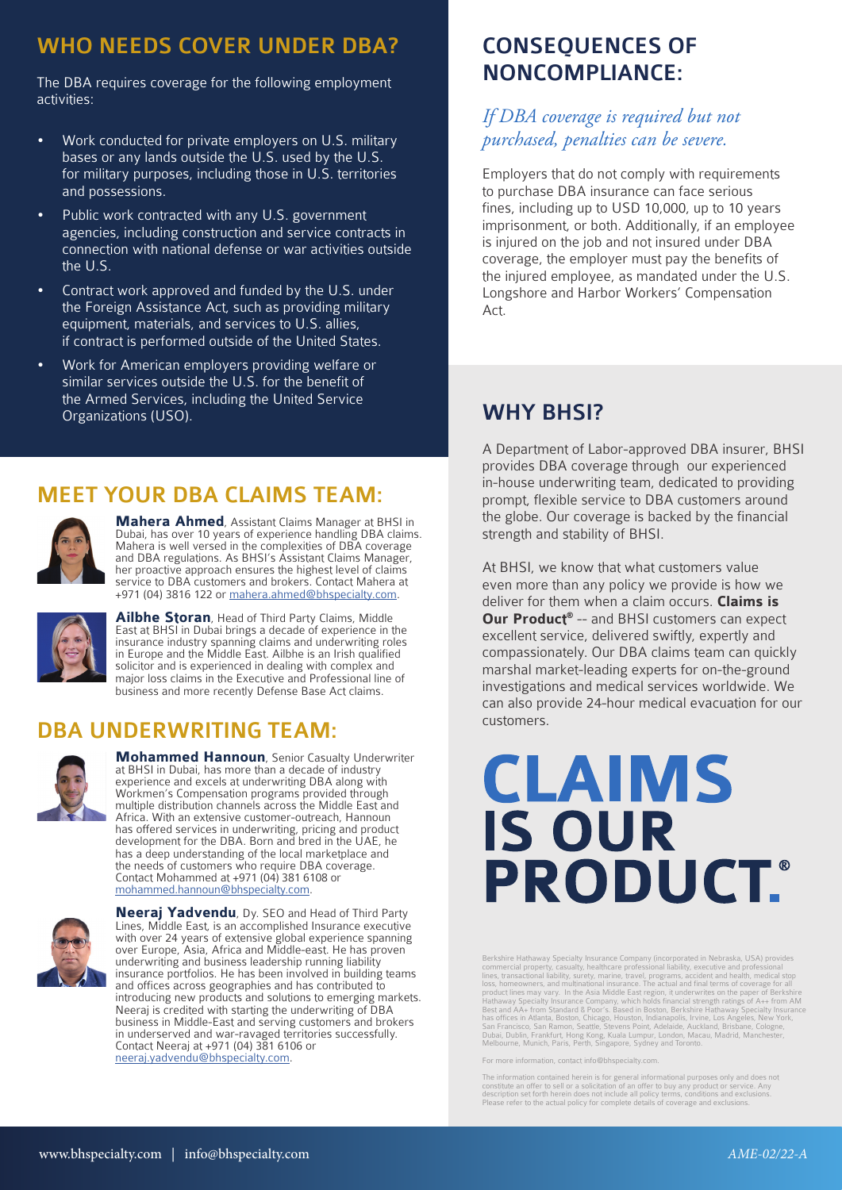## WHO NEEDS COVER UNDER DBA?

The DBA requires coverage for the following employment activities:

- Work conducted for private employers on U.S. military bases or any lands outside the U.S. used by the U.S. for military purposes, including those in U.S. territories and possessions.
- Public work contracted with any U.S. government agencies, including construction and service contracts in connection with national defense or war activities outside the U.S.
- Contract work approved and funded by the U.S. under the Foreign Assistance Act, such as providing military equipment, materials, and services to U.S. allies, if contract is performed outside of the United States.
- Work for American employers providing welfare or similar services outside the U.S. for the benefit of the Armed Services, including the United Service Organizations (USO).

## MEET YOUR DBA CLAIMS TEAM:

**Mahera Ahmed**, Assistant Claims Manager at BHSI in Dubai, has over 10 years of experience handling DBA claims. Mahera is well versed in the complexities of DBA coverage and DBA regulations. As BHSI's Assistant Claims Manager, her proactive approach ensures the highest level of claims service to DBA customers and brokers. Contact Mahera at +971 (04) 3816 122 or mahera.ahmed@bhspecialty.com.

**Ailbhe Storan**, Head of Third Party Claims, Middle East at BHSI in Dubai brings a decade of experience in the insurance industry spanning claims and underwriting roles in Europe and the Middle East. Ailbhe is an Irish qualified solicitor and is experienced in dealing with complex and major loss claims in the Executive and Professional line of business and more recently Defense Base Act claims.

## DBA UNDERWRITING TEAM:

**Mohammed Hannoun**, Senior Casualty Underwriter at BHSI in Dubai, has more than a decade of industry experience and excels at underwriting DBA along with Workmen's Compensation programs provided through multiple distribution channels across the Middle East and Africa. With an extensive customer-outreach, Hannoun has offered services in underwriting, pricing and product development for the DBA. Born and bred in the UAE, he has a deep understanding of the local marketplace and the needs of customers who require DBA coverage. Contact Mohammed at +971 (04) 381 6108 or mohammed.hannoun@bhspecialty.com.

**Neeraj Yadvendu**, Dy. SEO and Head of Third Party Lines, Middle East, is an accomplished Insurance executive with over 24 years of extensive global experience spanning over Europe, Asia, Africa and Middle-east. He has proven underwriting and business leadership running liability insurance portfolios. He has been involved in building teams and offices across geographies and has contributed to introducing new products and solutions to emerging markets. Neeraj is credited with starting the underwriting of DBA business in Middle-East and serving customers and brokers in underserved and war-ravaged territories successfully. Contact Neeraj at +971 (04) 381 6106 or neeraj.yadvendu@bhspecialty.com.

## CONSEQUENCES OF NONCOMPLIANCE:

*If DBA coverage is required but not purchased, penalties can be severe.*

Employers that do not comply with requirements to purchase DBA insurance can face serious fines, including up to USD 10,000, up to 10 years imprisonment, or both. Additionally, if an employee is injured on the job and not insured under DBA coverage, the employer must pay the benefits of the injured employee, as mandated under the U.S. Longshore and Harbor Workers' Compensation Act.

## WHY BHSI?

A Department of Labor-approved DBA insurer, BHSI provides DBA coverage through our experienced in-house underwriting team, dedicated to providing prompt, flexible service to DBA customers around the globe. Our coverage is backed by the financial strength and stability of BHSI.

At BHSI, we know that what customers value even more than any policy we provide is how we deliver for them when a claim occurs. **Claims is Our Product®** -- and BHSI customers can expect excellent service, delivered swiftly, expertly and compassionately. Our DBA claims team can quickly marshal market-leading experts for on-the-ground investigations and medical services worldwide. We can also provide 24-hour medical evacuation for our customers.

# CLAIMS IS OUR PRODUCT.®

Berkshire Hathaway Specialty Insurance Company (incorporated in Nebraska, USA) provides commercial property, casualty, healthcare professional liability, executive and professional lines, transactional liability, surety, marine, travel, programs, accident and health, medical stop loss, homeowners, and multinational insurance. The actual and final terms of coverage for all product lines may vary. In the Asia Middle East region, it underwrites on the paper of Berkshire Hathaway Specialty Insurance Company, which holds financial strength ratings of A++ from AM Best and AA+ from Standard & Poor's. Based in Boston, Berkshire Hathaway Specialty Insurance has offices in Atlanta, Boston, Chicago, Houston, Indianapolis, Irvine, Los Angeles, New York, San Francisco, San Ramon, Seattle, Stevens Point, Adelaide, Auckland, Brisbane, Cologne, Dubai, Dublin, Frankfurt, Hong Kong, Kuala Lumpur, London, Macau, Madrid, Manchester, Melbourne, Munich, Paris, Perth, Singapore, Sydney and Toronto.

For more information, contact info@bhspecialty.com.

The information contained herein is for general informational purposes only and does not constitute an offer to sell or a solicitation of an offer to buy any product or service. Any description set forth herein does not include all policy terms, conditions and exclusions. Please refer to the actual policy for complete details of coverage and exclusions.

www.bhspecialty.com | info@bhspecialty.com

AME-02/22-A